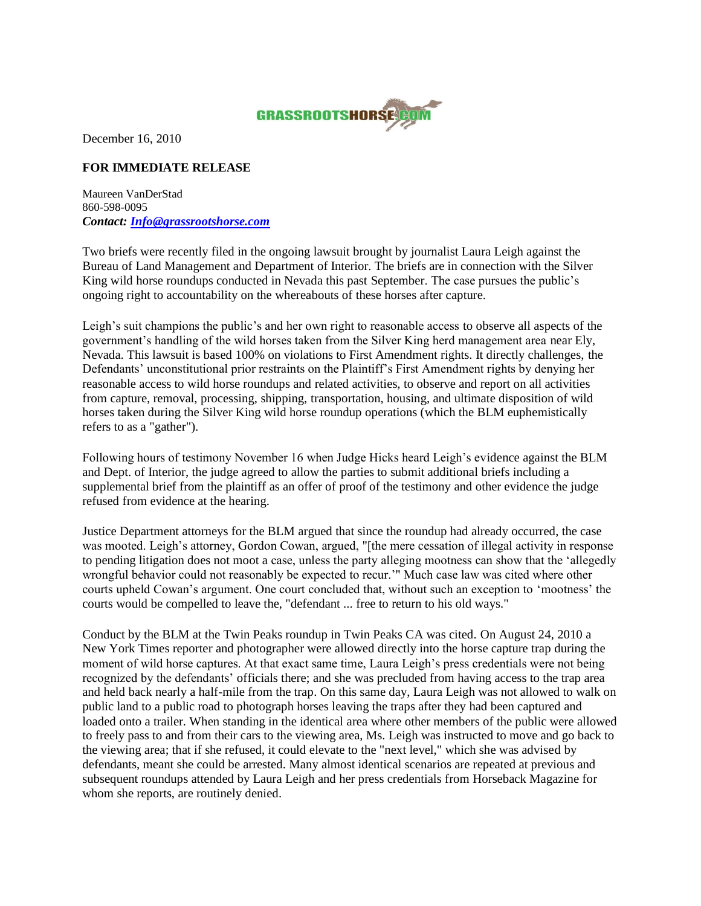GRASSROOTSHORSE.COM

December 16, 2010

**FOR IMMEDIATE RELEASE**

Maureen VanDerStad
860-598-0095
***Contact: Info@grassrootshorse.com***

Two briefs were recently filed in the ongoing lawsuit brought by journalist Laura Leigh against the Bureau of Land Management and Department of Interior. The briefs are in connection with the Silver King wild horse roundups conducted in Nevada this past September. The case pursues the public's ongoing right to accountability on the whereabouts of these horses after capture.

Leigh's suit champions the public's and her own right to reasonable access to observe all aspects of the government's handling of the wild horses taken from the Silver King herd management area near Ely, Nevada. This lawsuit is based 100% on violations to First Amendment rights. It directly challenges, the Defendants' unconstitutional prior restraints on the Plaintiff's First Amendment rights by denying her reasonable access to wild horse roundups and related activities, to observe and report on all activities from capture, removal, processing, shipping, transportation, housing, and ultimate disposition of wild horses taken during the Silver King wild horse roundup operations (which the BLM euphemistically refers to as a "gather").

Following hours of testimony November 16 when Judge Hicks heard Leigh's evidence against the BLM and Dept. of Interior, the judge agreed to allow the parties to submit additional briefs including a supplemental brief from the plaintiff as an offer of proof of the testimony and other evidence the judge refused from evidence at the hearing.

Justice Department attorneys for the BLM argued that since the roundup had already occurred, the case was mooted. Leigh's attorney, Gordon Cowan, argued, "[the mere cessation of illegal activity in response to pending litigation does not moot a case, unless the party alleging mootness can show that the 'allegedly wrongful behavior could not reasonably be expected to recur.'" Much case law was cited where other courts upheld Cowan's argument. One court concluded that, without such an exception to 'mootness' the courts would be compelled to leave the, "defendant ... free to return to his old ways."

Conduct by the BLM at the Twin Peaks roundup in Twin Peaks CA was cited. On August 24, 2010 a New York Times reporter and photographer were allowed directly into the horse capture trap during the moment of wild horse captures. At that exact same time, Laura Leigh's press credentials were not being recognized by the defendants' officials there; and she was precluded from having access to the trap area and held back nearly a half-mile from the trap. On this same day, Laura Leigh was not allowed to walk on public land to a public road to photograph horses leaving the traps after they had been captured and loaded onto a trailer. When standing in the identical area where other members of the public were allowed to freely pass to and from their cars to the viewing area, Ms. Leigh was instructed to move and go back to the viewing area; that if she refused, it could elevate to the "next level," which she was advised by defendants, meant she could be arrested. Many almost identical scenarios are repeated at previous and subsequent roundups attended by Laura Leigh and her press credentials from Horseback Magazine for whom she reports, are routinely denied.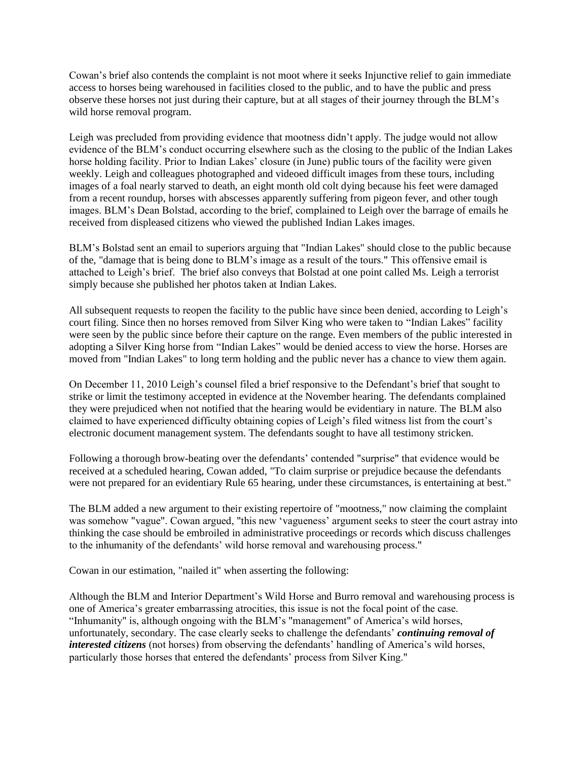Cowan's brief also contends the complaint is not moot where it seeks Injunctive relief to gain immediate access to horses being warehoused in facilities closed to the public, and to have the public and press observe these horses not just during their capture, but at all stages of their journey through the BLM's wild horse removal program.

Leigh was precluded from providing evidence that mootness didn't apply. The judge would not allow evidence of the BLM's conduct occurring elsewhere such as the closing to the public of the Indian Lakes horse holding facility. Prior to Indian Lakes' closure (in June) public tours of the facility were given weekly. Leigh and colleagues photographed and videoed difficult images from these tours, including images of a foal nearly starved to death, an eight month old colt dying because his feet were damaged from a recent roundup, horses with abscesses apparently suffering from pigeon fever, and other tough images. BLM's Dean Bolstad, according to the brief, complained to Leigh over the barrage of emails he received from displeased citizens who viewed the published Indian Lakes images.

BLM's Bolstad sent an email to superiors arguing that "Indian Lakes" should close to the public because of the, "damage that is being done to BLM's image as a result of the tours." This offensive email is attached to Leigh's brief. The brief also conveys that Bolstad at one point called Ms. Leigh a terrorist simply because she published her photos taken at Indian Lakes.

All subsequent requests to reopen the facility to the public have since been denied, according to Leigh's court filing. Since then no horses removed from Silver King who were taken to "Indian Lakes" facility were seen by the public since before their capture on the range. Even members of the public interested in adopting a Silver King horse from "Indian Lakes" would be denied access to view the horse. Horses are moved from "Indian Lakes" to long term holding and the public never has a chance to view them again.

On December 11, 2010 Leigh's counsel filed a brief responsive to the Defendant's brief that sought to strike or limit the testimony accepted in evidence at the November hearing. The defendants complained they were prejudiced when not notified that the hearing would be evidentiary in nature. The BLM also claimed to have experienced difficulty obtaining copies of Leigh's filed witness list from the court's electronic document management system. The defendants sought to have all testimony stricken.

Following a thorough brow-beating over the defendants' contended "surprise" that evidence would be received at a scheduled hearing, Cowan added, "To claim surprise or prejudice because the defendants were not prepared for an evidentiary Rule 65 hearing, under these circumstances, is entertaining at best."

The BLM added a new argument to their existing repertoire of "mootness," now claiming the complaint was somehow "vague". Cowan argued, "this new 'vagueness' argument seeks to steer the court astray into thinking the case should be embroiled in administrative proceedings or records which discuss challenges to the inhumanity of the defendants' wild horse removal and warehousing process."

Cowan in our estimation, "nailed it" when asserting the following:

Although the BLM and Interior Department's Wild Horse and Burro removal and warehousing process is one of America's greater embarrassing atrocities, this issue is not the focal point of the case. "Inhumanity" is, although ongoing with the BLM's "management" of America's wild horses, unfortunately, secondary. The case clearly seeks to challenge the defendants' ***continuing removal of interested citizens*** (not horses) from observing the defendants' handling of America's wild horses, particularly those horses that entered the defendants' process from Silver King."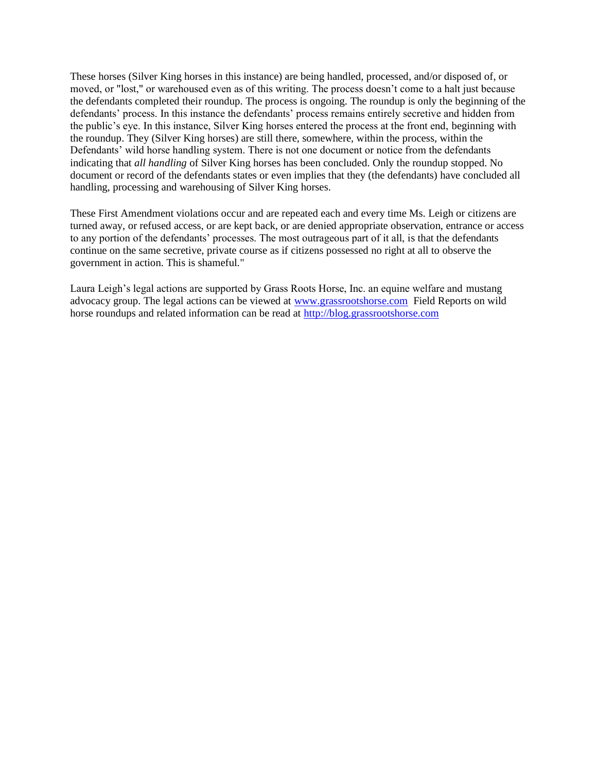These horses (Silver King horses in this instance) are being handled, processed, and/or disposed of, or moved, or "lost," or warehoused even as of this writing. The process doesn't come to a halt just because the defendants completed their roundup. The process is ongoing. The roundup is only the beginning of the defendants' process. In this instance the defendants' process remains entirely secretive and hidden from the public's eye. In this instance, Silver King horses entered the process at the front end, beginning with the roundup. They (Silver King horses) are still there, somewhere, within the process, within the Defendants' wild horse handling system. There is not one document or notice from the defendants indicating that *all handling* of Silver King horses has been concluded. Only the roundup stopped. No document or record of the defendants states or even implies that they (the defendants) have concluded all handling, processing and warehousing of Silver King horses.

These First Amendment violations occur and are repeated each and every time Ms. Leigh or citizens are turned away, or refused access, or are kept back, or are denied appropriate observation, entrance or access to any portion of the defendants' processes. The most outrageous part of it all, is that the defendants continue on the same secretive, private course as if citizens possessed no right at all to observe the government in action. This is shameful."

Laura Leigh's legal actions are supported by Grass Roots Horse, Inc. an equine welfare and mustang advocacy group. The legal actions can be viewed at [www.grassrootshorse.com](http://www.grassrootshorse.com) Field Reports on wild horse roundups and related information can be read at [http://blog.grassrootshorse.com](http://blog.grassrootshorse.com)